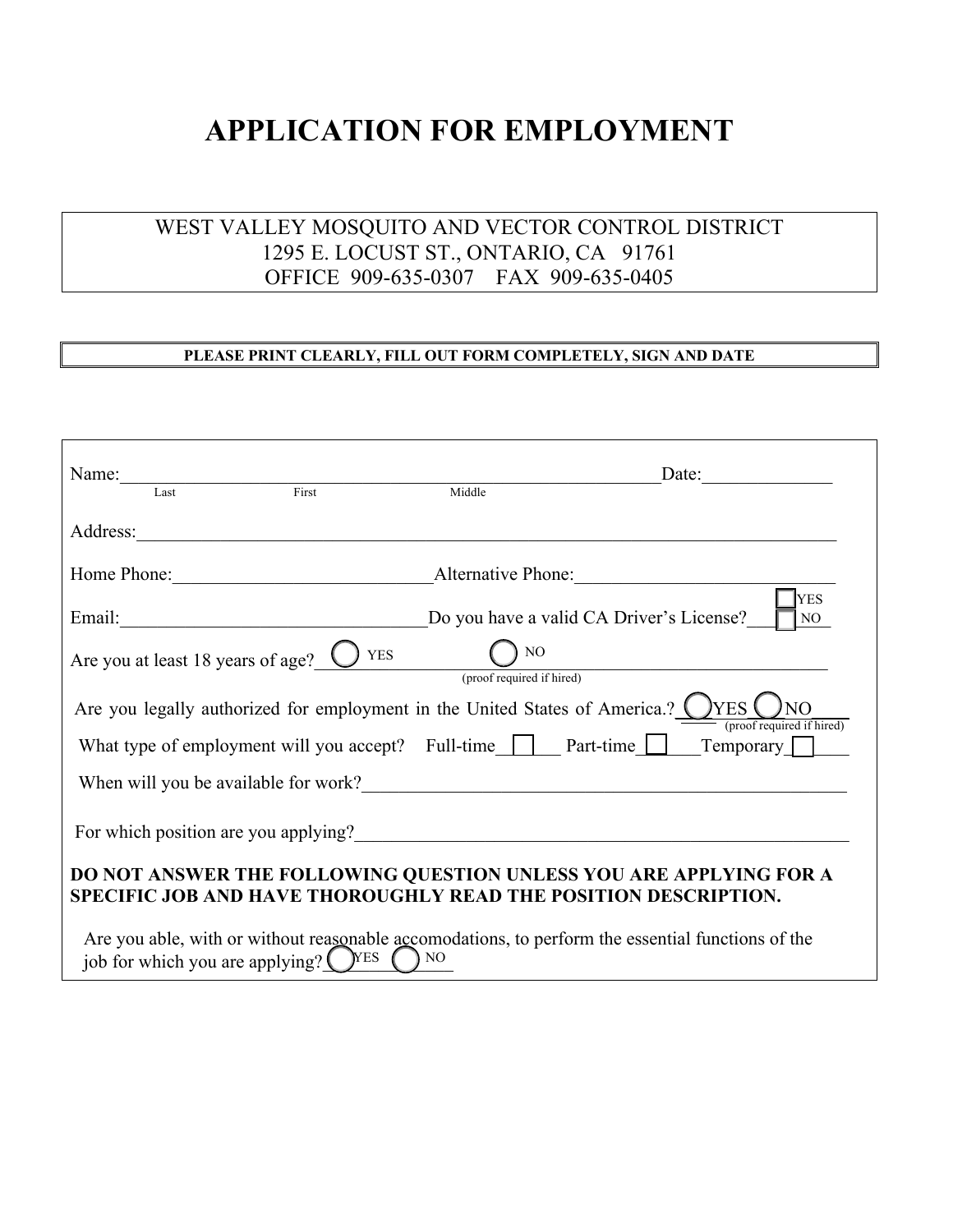# APPLICATION FOR EMPLOYMENT

WEST VALLEY MOSQUITO AND VECTOR CONTROL DISTRICT
1295 E. LOCUST ST., ONTARIO, CA 91761
OFFICE 909-635-0307 FAX 909-635-0405

**PLEASE PRINT CLEARLY, FILL OUT FORM COMPLETELY, SIGN AND DATE**

Name:______________________________________________________________Date:______________
Last First Middle

Address:________________________________________________________________________________

Home Phone:____________________________Alternative Phone:____________________________

Email:________________________________Do you have a valid CA Driver's License? ☐ YES ☐ NO

Are you at least 18 years of age? ◯ YES ◯ NO (proof required if hired)

Are you legally authorized for employment in the United States of America.? ◯ YES ◯ NO (proof required if hired)

What type of employment will you accept? Full-time ☐ Part-time ☐ Temporary ☐

When will you be available for work?______________________________________________________

For which position are you applying?______________________________________________________

**DO NOT ANSWER THE FOLLOWING QUESTION UNLESS YOU ARE APPLYING FOR A SPECIFIC JOB AND HAVE THOROUGHLY READ THE POSITION DESCRIPTION.**

Are you able, with or without reasonable accomodations, to perform the essential functions of the job for which you are applying? ◯ YES ◯ NO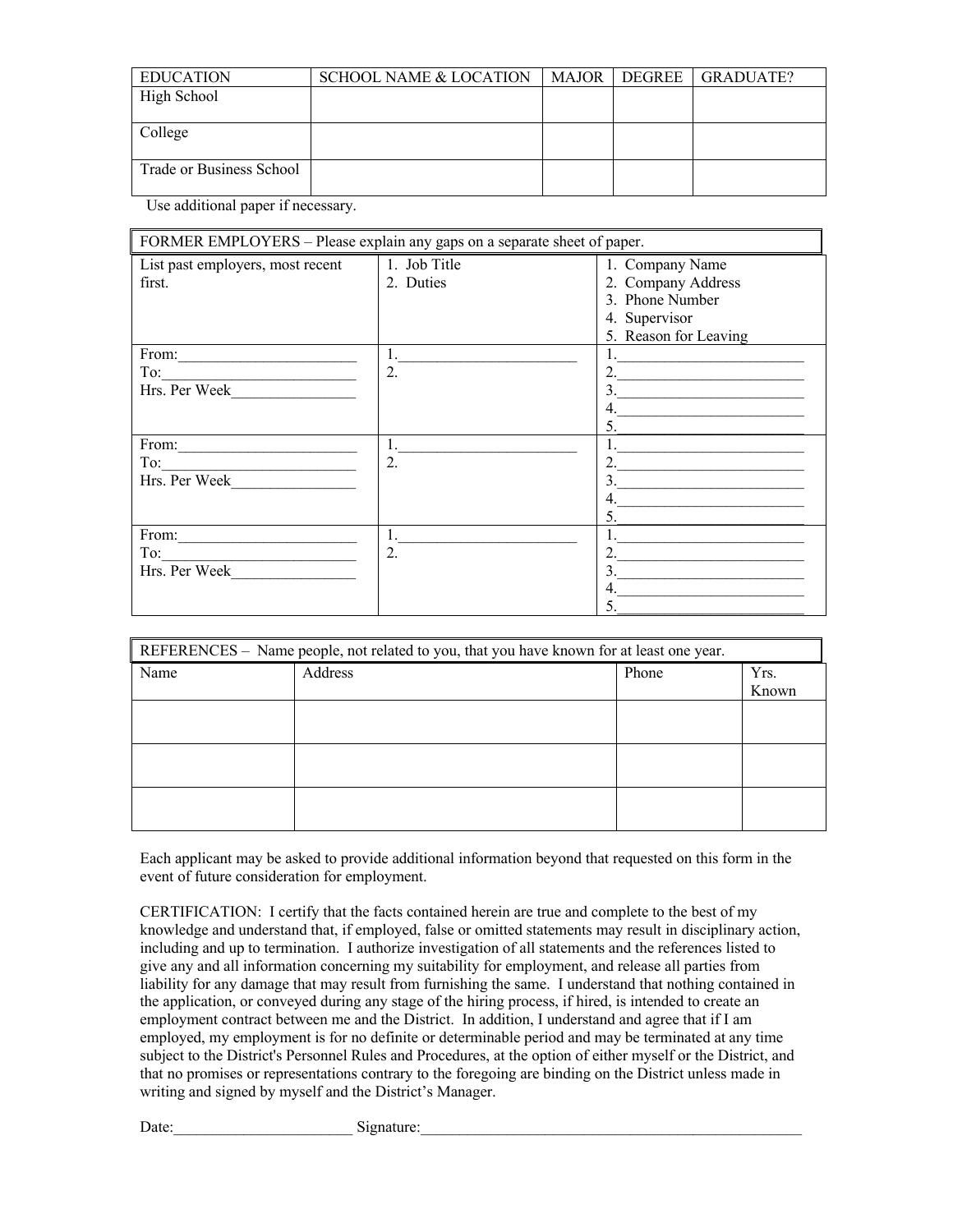| EDUCATION | SCHOOL NAME & LOCATION | MAJOR | DEGREE | GRADUATE? |
|---|---|---|---|---|
| High School | | | | |
| College | | | | |
| Trade or Business School | | | | |

Use additional paper if necessary.

| FORMER EMPLOYERS – Please explain any gaps on a separate sheet of paper. | | |
|---|---|---|
| List past employers, most recent first. | 1. Job Title<br>2. Duties | 1. Company Name<br>2. Company Address<br>3. Phone Number<br>4. Supervisor<br>5. Reason for Leaving |
| From:_______________________<br>To:_________________________<br>Hrs. Per Week________________ | 1.________________________<br>2. | 1.________________________<br>2.________________________<br>3.________________________<br>4.________________________<br>5.________________________ |
| From:_______________________<br>To:_________________________<br>Hrs. Per Week________________ | 1.________________________<br>2. | 1.________________________<br>2.________________________<br>3.________________________<br>4.________________________<br>5.________________________ |
| From:_______________________<br>To:_________________________<br>Hrs. Per Week________________ | 1.________________________<br>2. | 1.________________________<br>2.________________________<br>3.________________________<br>4.________________________<br>5.________________________ |

| REFERENCES – Name people, not related to you, that you have known for at least one year. | | | |
|---|---|---|---|
| Name | Address | Phone | Yrs. Known |
| | | | |
| | | | |
| | | | |

Each applicant may be asked to provide additional information beyond that requested on this form in the event of future consideration for employment.

CERTIFICATION: I certify that the facts contained herein are true and complete to the best of my knowledge and understand that, if employed, false or omitted statements may result in disciplinary action, including and up to termination. I authorize investigation of all statements and the references listed to give any and all information concerning my suitability for employment, and release all parties from liability for any damage that may result from furnishing the same. I understand that nothing contained in the application, or conveyed during any stage of the hiring process, if hired, is intended to create an employment contract between me and the District. In addition, I understand and agree that if I am employed, my employment is for no definite or determinable period and may be terminated at any time subject to the District's Personnel Rules and Procedures, at the option of either myself or the District, and that no promises or representations contrary to the foregoing are binding on the District unless made in writing and signed by myself and the District's Manager.

Date:________________________ Signature:___________________________________________________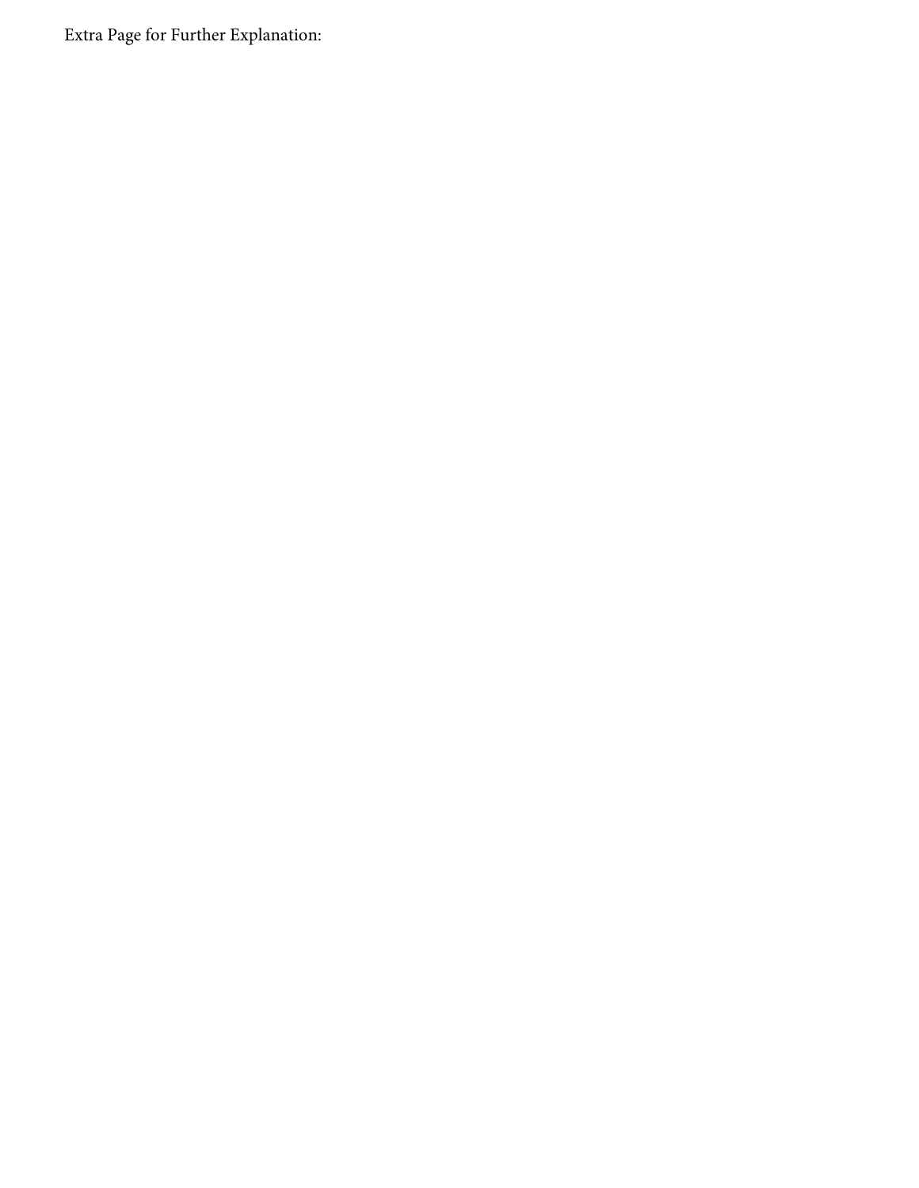Extra Page for Further Explanation: